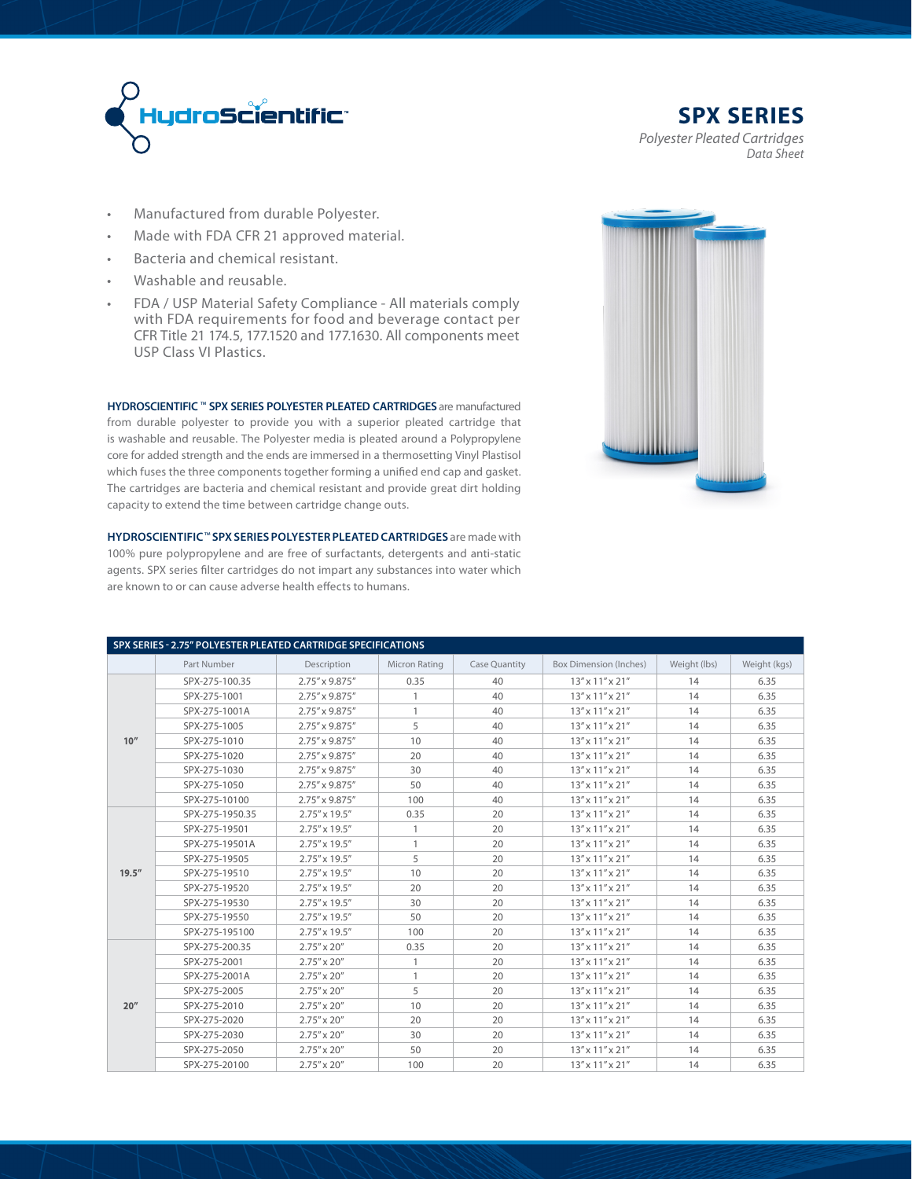HydroScientific™

# SPX SERIES

*Polyester Pleated Cartridges*
*Data Sheet*

- Manufactured from durable Polyester.
- Made with FDA CFR 21 approved material.
- Bacteria and chemical resistant.
- Washable and reusable.
- FDA / USP Material Safety Compliance - All materials comply with FDA requirements for food and beverage contact per CFR Title 21 174.5, 177.1520 and 177.1630. All components meet USP Class VI Plastics.

**HYDROSCIENTIFIC ™ SPX SERIES POLYESTER PLEATED CARTRIDGES** are manufactured from durable polyester to provide you with a superior pleated cartridge that is washable and reusable. The Polyester media is pleated around a Polypropylene core for added strength and the ends are immersed in a thermosetting Vinyl Plastisol which fuses the three components together forming a unified end cap and gasket. The cartridges are bacteria and chemical resistant and provide great dirt holding capacity to extend the time between cartridge change outs.

**HYDROSCIENTIFIC™ SPX SERIES POLYESTER PLEATED CARTRIDGES** are made with 100% pure polypropylene and are free of surfactants, detergents and anti-static agents. SPX series filter cartridges do not impart any substances into water which are known to or can cause adverse health effects to humans.

**SPX SERIES - 2.75" POLYESTER PLEATED CARTRIDGE SPECIFICATIONS**

| | Part Number | Description | Micron Rating | Case Quantity | Box Dimension (Inches) | Weight (lbs) | Weight (kgs) |
|---|---|---|---|---|---|---|---|
| 10" | SPX-275-100.35 | 2.75" x 9.875" | 0.35 | 40 | 13" x 11" x 21" | 14 | 6.35 |
| | SPX-275-1001 | 2.75" x 9.875" | 1 | 40 | 13" x 11" x 21" | 14 | 6.35 |
| | SPX-275-1001A | 2.75" x 9.875" | 1 | 40 | 13" x 11" x 21" | 14 | 6.35 |
| | SPX-275-1005 | 2.75" x 9.875" | 5 | 40 | 13" x 11" x 21" | 14 | 6.35 |
| | SPX-275-1010 | 2.75" x 9.875" | 10 | 40 | 13" x 11" x 21" | 14 | 6.35 |
| | SPX-275-1020 | 2.75" x 9.875" | 20 | 40 | 13" x 11" x 21" | 14 | 6.35 |
| | SPX-275-1030 | 2.75" x 9.875" | 30 | 40 | 13" x 11" x 21" | 14 | 6.35 |
| | SPX-275-1050 | 2.75" x 9.875" | 50 | 40 | 13" x 11" x 21" | 14 | 6.35 |
| | SPX-275-10100 | 2.75" x 9.875" | 100 | 40 | 13" x 11" x 21" | 14 | 6.35 |
| 19.5" | SPX-275-1950.35 | 2.75" x 19.5" | 0.35 | 20 | 13" x 11" x 21" | 14 | 6.35 |
| | SPX-275-19501 | 2.75" x 19.5" | 1 | 20 | 13" x 11" x 21" | 14 | 6.35 |
| | SPX-275-19501A | 2.75" x 19.5" | 1 | 20 | 13" x 11" x 21" | 14 | 6.35 |
| | SPX-275-19505 | 2.75" x 19.5" | 5 | 20 | 13" x 11" x 21" | 14 | 6.35 |
| | SPX-275-19510 | 2.75" x 19.5" | 10 | 20 | 13" x 11" x 21" | 14 | 6.35 |
| | SPX-275-19520 | 2.75" x 19.5" | 20 | 20 | 13" x 11" x 21" | 14 | 6.35 |
| | SPX-275-19530 | 2.75" x 19.5" | 30 | 20 | 13" x 11" x 21" | 14 | 6.35 |
| | SPX-275-19550 | 2.75" x 19.5" | 50 | 20 | 13" x 11" x 21" | 14 | 6.35 |
| | SPX-275-195100 | 2.75" x 19.5" | 100 | 20 | 13" x 11" x 21" | 14 | 6.35 |
| 20" | SPX-275-200.35 | 2.75" x 20" | 0.35 | 20 | 13" x 11" x 21" | 14 | 6.35 |
| | SPX-275-2001 | 2.75" x 20" | 1 | 20 | 13" x 11" x 21" | 14 | 6.35 |
| | SPX-275-2001A | 2.75" x 20" | 1 | 20 | 13" x 11" x 21" | 14 | 6.35 |
| | SPX-275-2005 | 2.75" x 20" | 5 | 20 | 13" x 11" x 21" | 14 | 6.35 |
| | SPX-275-2010 | 2.75" x 20" | 10 | 20 | 13" x 11" x 21" | 14 | 6.35 |
| | SPX-275-2020 | 2.75" x 20" | 20 | 20 | 13" x 11" x 21" | 14 | 6.35 |
| | SPX-275-2030 | 2.75" x 20" | 30 | 20 | 13" x 11" x 21" | 14 | 6.35 |
| | SPX-275-2050 | 2.75" x 20" | 50 | 20 | 13" x 11" x 21" | 14 | 6.35 |
| | SPX-275-20100 | 2.75" x 20" | 100 | 20 | 13" x 11" x 21" | 14 | 6.35 |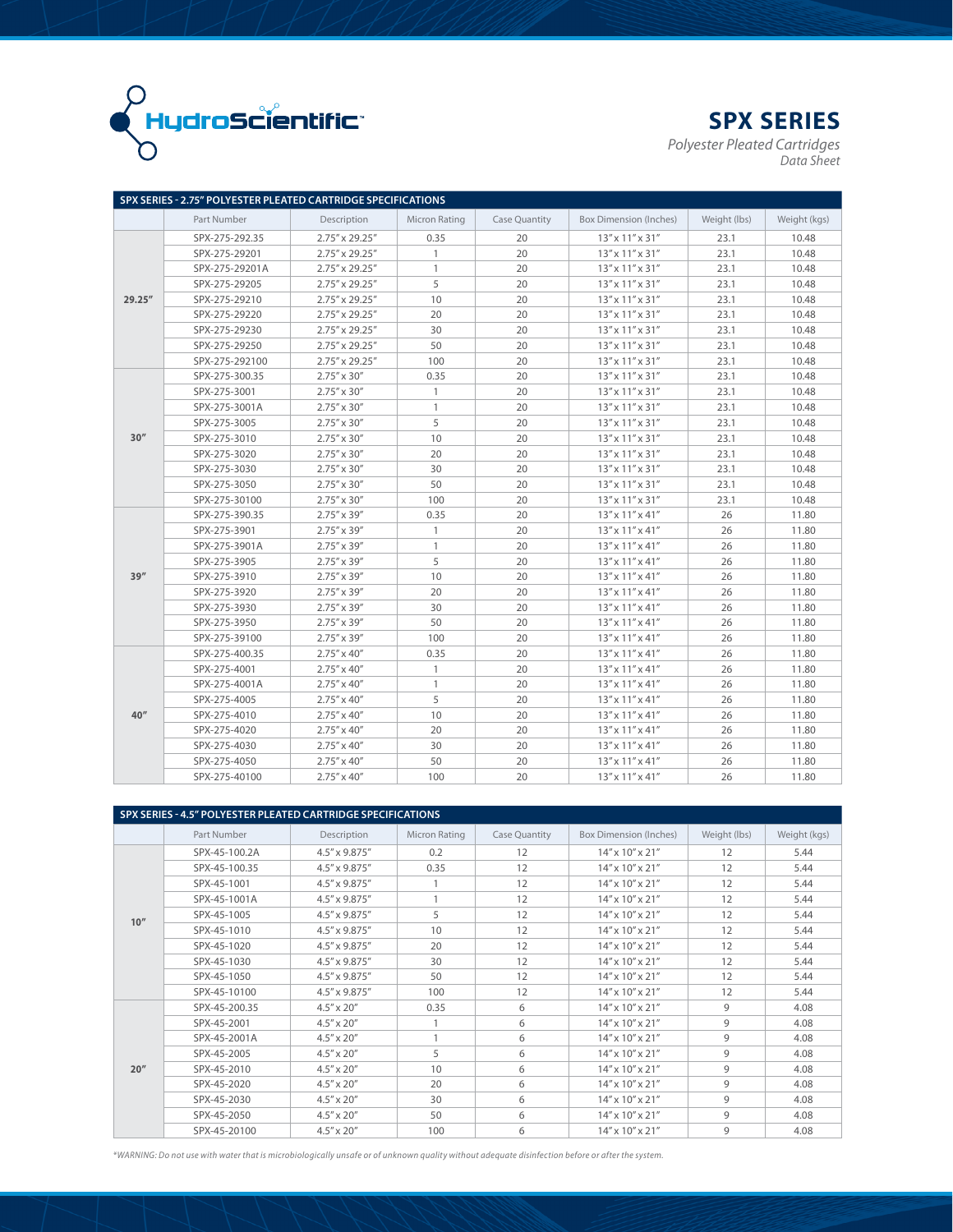HydroScientific™

# SPX SERIES

*Polyester Pleated Cartridges*
*Data Sheet*

## SPX SERIES - 2.75" POLYESTER PLEATED CARTRIDGE SPECIFICATIONS

| | Part Number | Description | Micron Rating | Case Quantity | Box Dimension (Inches) | Weight (lbs) | Weight (kgs) |
|---|---|---|---|---|---|---|---|
| **29.25"** | SPX-275-292.35 | 2.75" x 29.25" | 0.35 | 20 | 13" x 11" x 31" | 23.1 | 10.48 |
| | SPX-275-29201 | 2.75" x 29.25" | 1 | 20 | 13" x 11" x 31" | 23.1 | 10.48 |
| | SPX-275-29201A | 2.75" x 29.25" | 1 | 20 | 13" x 11" x 31" | 23.1 | 10.48 |
| | SPX-275-29205 | 2.75" x 29.25" | 5 | 20 | 13" x 11" x 31" | 23.1 | 10.48 |
| | SPX-275-29210 | 2.75" x 29.25" | 10 | 20 | 13" x 11" x 31" | 23.1 | 10.48 |
| | SPX-275-29220 | 2.75" x 29.25" | 20 | 20 | 13" x 11" x 31" | 23.1 | 10.48 |
| | SPX-275-29230 | 2.75" x 29.25" | 30 | 20 | 13" x 11" x 31" | 23.1 | 10.48 |
| | SPX-275-29250 | 2.75" x 29.25" | 50 | 20 | 13" x 11" x 31" | 23.1 | 10.48 |
| | SPX-275-292100 | 2.75" x 29.25" | 100 | 20 | 13" x 11" x 31" | 23.1 | 10.48 |
| **30"** | SPX-275-300.35 | 2.75" x 30" | 0.35 | 20 | 13" x 11" x 31" | 23.1 | 10.48 |
| | SPX-275-3001 | 2.75" x 30" | 1 | 20 | 13" x 11" x 31" | 23.1 | 10.48 |
| | SPX-275-3001A | 2.75" x 30" | 1 | 20 | 13" x 11" x 31" | 23.1 | 10.48 |
| | SPX-275-3005 | 2.75" x 30" | 5 | 20 | 13" x 11" x 31" | 23.1 | 10.48 |
| | SPX-275-3010 | 2.75" x 30" | 10 | 20 | 13" x 11" x 31" | 23.1 | 10.48 |
| | SPX-275-3020 | 2.75" x 30" | 20 | 20 | 13" x 11" x 31" | 23.1 | 10.48 |
| | SPX-275-3030 | 2.75" x 30" | 30 | 20 | 13" x 11" x 31" | 23.1 | 10.48 |
| | SPX-275-3050 | 2.75" x 30" | 50 | 20 | 13" x 11" x 31" | 23.1 | 10.48 |
| | SPX-275-30100 | 2.75" x 30" | 100 | 20 | 13" x 11" x 31" | 23.1 | 10.48 |
| **39"** | SPX-275-390.35 | 2.75" x 39" | 0.35 | 20 | 13" x 11" x 41" | 26 | 11.80 |
| | SPX-275-3901 | 2.75" x 39" | 1 | 20 | 13" x 11" x 41" | 26 | 11.80 |
| | SPX-275-3901A | 2.75" x 39" | 1 | 20 | 13" x 11" x 41" | 26 | 11.80 |
| | SPX-275-3905 | 2.75" x 39" | 5 | 20 | 13" x 11" x 41" | 26 | 11.80 |
| | SPX-275-3910 | 2.75" x 39" | 10 | 20 | 13" x 11" x 41" | 26 | 11.80 |
| | SPX-275-3920 | 2.75" x 39" | 20 | 20 | 13" x 11" x 41" | 26 | 11.80 |
| | SPX-275-3930 | 2.75" x 39" | 30 | 20 | 13" x 11" x 41" | 26 | 11.80 |
| | SPX-275-3950 | 2.75" x 39" | 50 | 20 | 13" x 11" x 41" | 26 | 11.80 |
| | SPX-275-39100 | 2.75" x 39" | 100 | 20 | 13" x 11" x 41" | 26 | 11.80 |
| **40"** | SPX-275-400.35 | 2.75" x 40" | 0.35 | 20 | 13" x 11" x 41" | 26 | 11.80 |
| | SPX-275-4001 | 2.75" x 40" | 1 | 20 | 13" x 11" x 41" | 26 | 11.80 |
| | SPX-275-4001A | 2.75" x 40" | 1 | 20 | 13" x 11" x 41" | 26 | 11.80 |
| | SPX-275-4005 | 2.75" x 40" | 5 | 20 | 13" x 11" x 41" | 26 | 11.80 |
| | SPX-275-4010 | 2.75" x 40" | 10 | 20 | 13" x 11" x 41" | 26 | 11.80 |
| | SPX-275-4020 | 2.75" x 40" | 20 | 20 | 13" x 11" x 41" | 26 | 11.80 |
| | SPX-275-4030 | 2.75" x 40" | 30 | 20 | 13" x 11" x 41" | 26 | 11.80 |
| | SPX-275-4050 | 2.75" x 40" | 50 | 20 | 13" x 11" x 41" | 26 | 11.80 |
| | SPX-275-40100 | 2.75" x 40" | 100 | 20 | 13" x 11" x 41" | 26 | 11.80 |

## SPX SERIES - 4.5" POLYESTER PLEATED CARTRIDGE SPECIFICATIONS

| | Part Number | Description | Micron Rating | Case Quantity | Box Dimension (Inches) | Weight (lbs) | Weight (kgs) |
|---|---|---|---|---|---|---|---|
| **10"** | SPX-45-100.2A | 4.5" x 9.875" | 0.2 | 12 | 14" x 10" x 21" | 12 | 5.44 |
| | SPX-45-100.35 | 4.5" x 9.875" | 0.35 | 12 | 14" x 10" x 21" | 12 | 5.44 |
| | SPX-45-1001 | 4.5" x 9.875" | 1 | 12 | 14" x 10" x 21" | 12 | 5.44 |
| | SPX-45-1001A | 4.5" x 9.875" | 1 | 12 | 14" x 10" x 21" | 12 | 5.44 |
| | SPX-45-1005 | 4.5" x 9.875" | 5 | 12 | 14" x 10" x 21" | 12 | 5.44 |
| | SPX-45-1010 | 4.5" x 9.875" | 10 | 12 | 14" x 10" x 21" | 12 | 5.44 |
| | SPX-45-1020 | 4.5" x 9.875" | 20 | 12 | 14" x 10" x 21" | 12 | 5.44 |
| | SPX-45-1030 | 4.5" x 9.875" | 30 | 12 | 14" x 10" x 21" | 12 | 5.44 |
| | SPX-45-1050 | 4.5" x 9.875" | 50 | 12 | 14" x 10" x 21" | 12 | 5.44 |
| | SPX-45-10100 | 4.5" x 9.875" | 100 | 12 | 14" x 10" x 21" | 12 | 5.44 |
| **20"** | SPX-45-200.35 | 4.5" x 20" | 0.35 | 6 | 14" x 10" x 21" | 9 | 4.08 |
| | SPX-45-2001 | 4.5" x 20" | 1 | 6 | 14" x 10" x 21" | 9 | 4.08 |
| | SPX-45-2001A | 4.5" x 20" | 1 | 6 | 14" x 10" x 21" | 9 | 4.08 |
| | SPX-45-2005 | 4.5" x 20" | 5 | 6 | 14" x 10" x 21" | 9 | 4.08 |
| | SPX-45-2010 | 4.5" x 20" | 10 | 6 | 14" x 10" x 21" | 9 | 4.08 |
| | SPX-45-2020 | 4.5" x 20" | 20 | 6 | 14" x 10" x 21" | 9 | 4.08 |
| | SPX-45-2030 | 4.5" x 20" | 30 | 6 | 14" x 10" x 21" | 9 | 4.08 |
| | SPX-45-2050 | 4.5" x 20" | 50 | 6 | 14" x 10" x 21" | 9 | 4.08 |
| | SPX-45-20100 | 4.5" x 20" | 100 | 6 | 14" x 10" x 21" | 9 | 4.08 |

*\*WARNING: Do not use with water that is microbiologically unsafe or of unknown quality without adequate disinfection before or after the system.*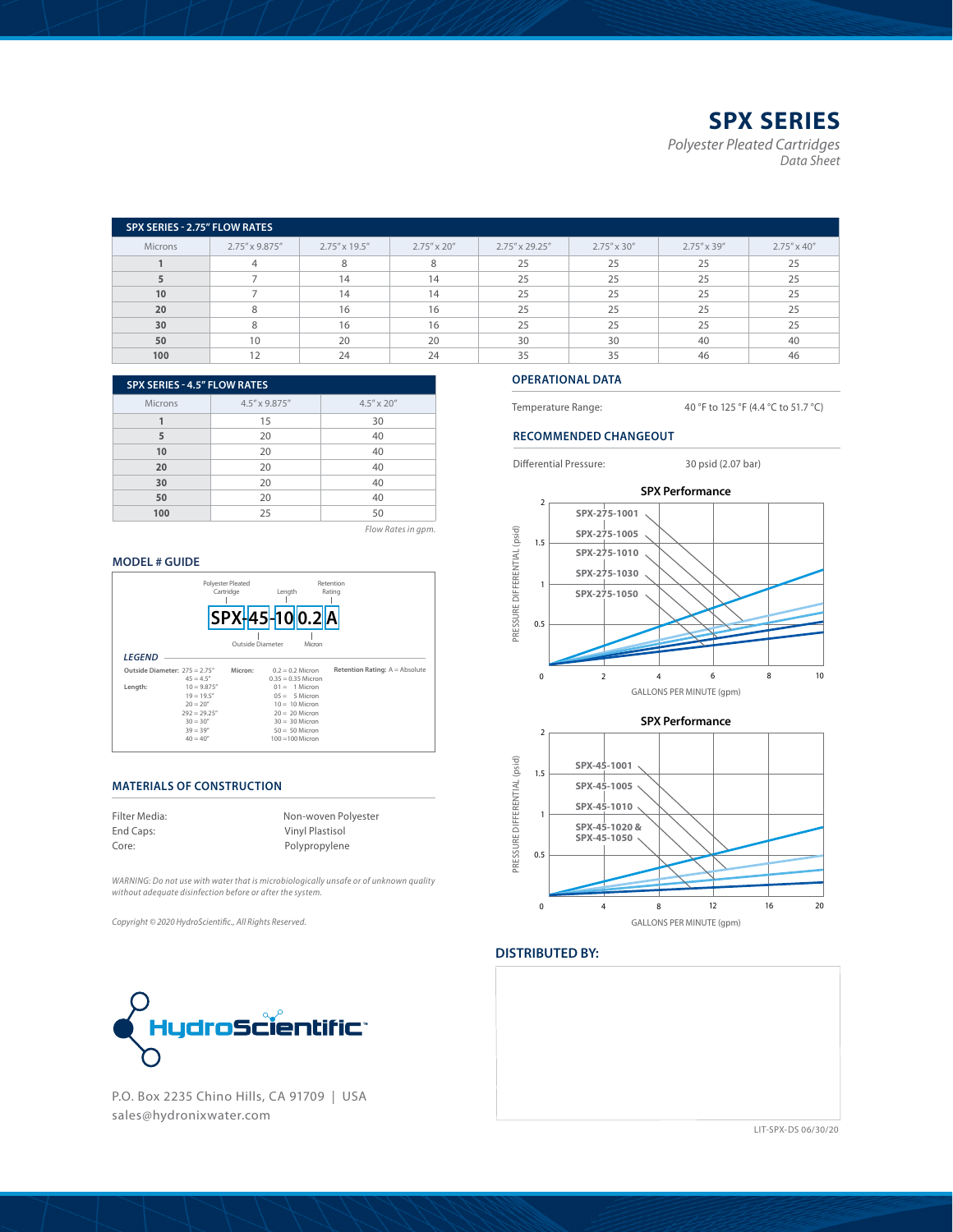# SPX SERIES

*Polyester Pleated Cartridges*
*Data Sheet*

| SPX SERIES - 2.75" FLOW RATES | | | | | | | |
|---|---|---|---|---|---|---|---|
| Microns | 2.75" x 9.875" | 2.75" x 19.5" | 2.75" x 20" | 2.75" x 29.25" | 2.75" x 30" | 2.75" x 39" | 2.75" x 40" |
| **1** | 4 | 8 | 8 | 25 | 25 | 25 | 25 |
| **5** | 7 | 14 | 14 | 25 | 25 | 25 | 25 |
| **10** | 7 | 14 | 14 | 25 | 25 | 25 | 25 |
| **20** | 8 | 16 | 16 | 25 | 25 | 25 | 25 |
| **30** | 8 | 16 | 16 | 25 | 25 | 25 | 25 |
| **50** | 10 | 20 | 20 | 30 | 30 | 40 | 40 |
| **100** | 12 | 24 | 24 | 35 | 35 | 46 | 46 |

| SPX SERIES - 4.5" FLOW RATES | | |
|---|---|---|
| Microns | 4.5" x 9.875" | 4.5" x 20" |
| **1** | 15 | 30 |
| **5** | 20 | 40 |
| **10** | 20 | 40 |
| **20** | 20 | 40 |
| **30** | 20 | 40 |
| **50** | 20 | 40 |
| **100** | 25 | 50 |

*Flow Rates in gpm.*

## MODEL # GUIDE

Polyester Pleated Cartridge | Length | Retention Rating

**SPX-45-10 0.2 A**

Outside Diameter | Micron

*LEGEND*

**Outside Diameter:** 275 = 2.75" 45 = 4.5"

**Length:** 10 = 9.875" 19 = 19.5" 20 = 20" 292 = 29.25" 30 = 30" 39 = 39" 40 = 40"

**Micron:** 0.2 = 0.2 Micron 0.35 = 0.35 Micron 01 = 1 Micron 05 = 5 Micron 10 = 10 Micron 20 = 20 Micron 30 = 30 Micron 50 = 50 Micron 100 = 100 Micron

**Retention Rating:** A = Absolute

## MATERIALS OF CONSTRUCTION

Filter Media: Non-woven Polyester
End Caps: Vinyl Plastisol
Core: Polypropylene

*WARNING: Do not use with water that is microbiologically unsafe or of unknown quality without adequate disinfection before or after the system.*

*Copyright © 2020 HydroScientific., All Rights Reserved.*

HydroScientific™

P.O. Box 2235 Chino Hills, CA 91709 | USA
sales@hydronixwater.com

## OPERATIONAL DATA

Temperature Range: 40 °F to 125 °F (4.4 °C to 51.7 °C)

## RECOMMENDED CHANGEOUT

Differential Pressure: 30 psid (2.07 bar)

**SPX Performance**

SPX-275-1001
SPX-275-1005
SPX-275-1010
SPX-275-1030
SPX-275-1050

PRESSURE DIFFERENTIAL (psid)
0, 0.5, 1, 1.5, 2
GALLONS PER MINUTE (gpm)
0, 2, 4, 6, 8, 10

**SPX Performance**

SPX-45-1001
SPX-45-1005
SPX-45-1010
SPX-45-1020 & SPX-45-1050

PRESSURE DIFFERENTIAL (psid)
0.5, 1, 1.5, 2
GALLONS PER MINUTE (gpm)
0, 4, 8, 12, 16, 20

## DISTRIBUTED BY:

LIT-SPX-DS 06/30/20